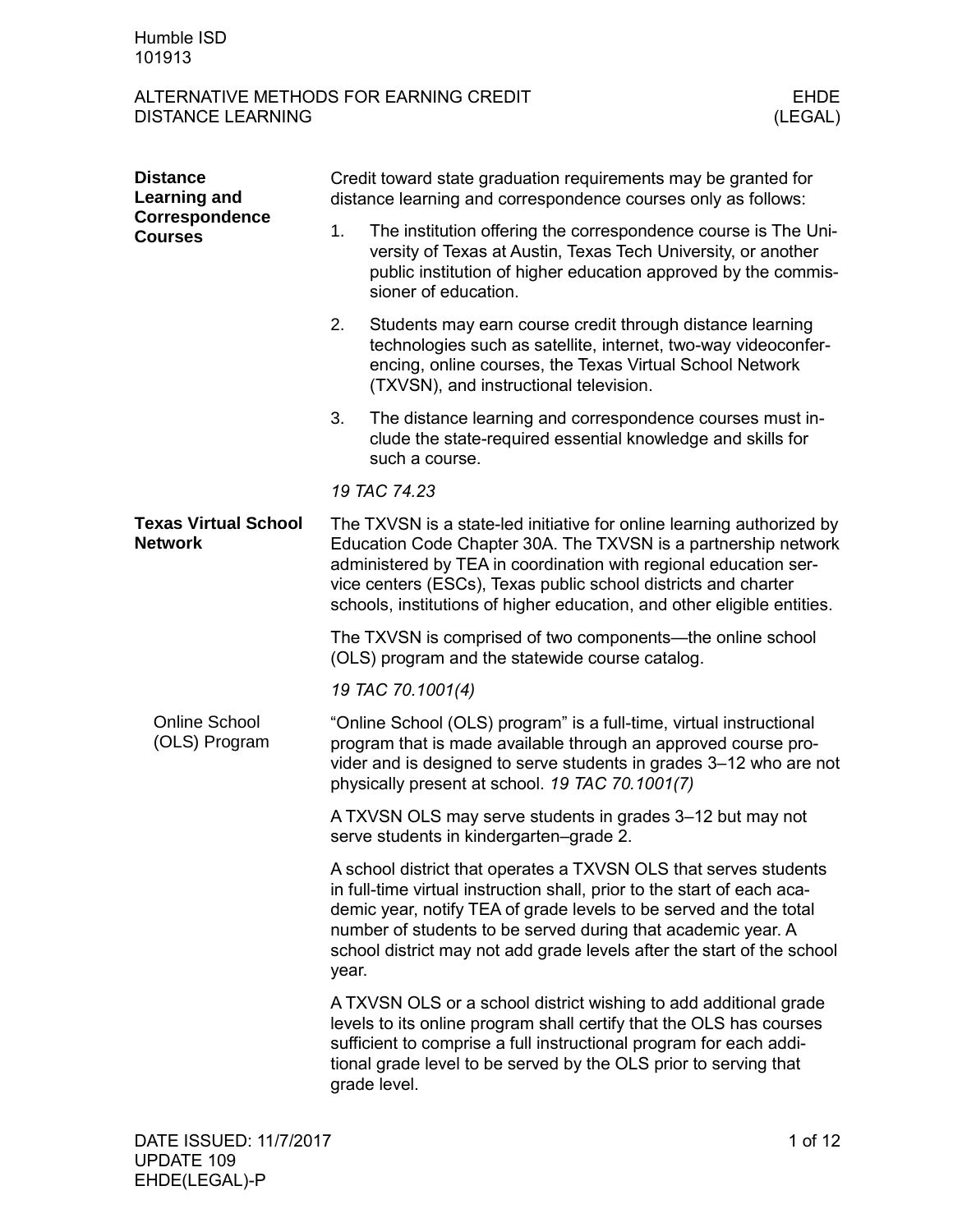# ALTERNATIVE METHODS FOR EARNING CREDIT
## DISTANCE LEARNING

EHDE (LEGAL)

### Distance Learning and Correspondence Courses

Credit toward state graduation requirements may be granted for distance learning and correspondence courses only as follows:

1. The institution offering the correspondence course is The University of Texas at Austin, Texas Tech University, or another public institution of higher education approved by the commissioner of education.
2. Students may earn course credit through distance learning technologies such as satellite, internet, two-way videoconferencing, online courses, the Texas Virtual School Network (TXVSN), and instructional television.
3. The distance learning and correspondence courses must include the state-required essential knowledge and skills for such a course.

*19 TAC 74.23*

### Texas Virtual School Network

The TXVSN is a state-led initiative for online learning authorized by Education Code Chapter 30A. The TXVSN is a partnership network administered by TEA in coordination with regional education service centers (ESCs), Texas public school districts and charter schools, institutions of higher education, and other eligible entities.

The TXVSN is comprised of two components—the online school (OLS) program and the statewide course catalog.

*19 TAC 70.1001(4)*

#### Online School (OLS) Program

"Online School (OLS) program" is a full-time, virtual instructional program that is made available through an approved course provider and is designed to serve students in grades 3–12 who are not physically present at school. *19 TAC 70.1001(7)*

A TXVSN OLS may serve students in grades 3–12 but may not serve students in kindergarten–grade 2.

A school district that operates a TXVSN OLS that serves students in full-time virtual instruction shall, prior to the start of each academic year, notify TEA of grade levels to be served and the total number of students to be served during that academic year. A school district may not add grade levels after the start of the school year.

A TXVSN OLS or a school district wishing to add additional grade levels to its online program shall certify that the OLS has courses sufficient to comprise a full instructional program for each additional grade level to be served by the OLS prior to serving that grade level.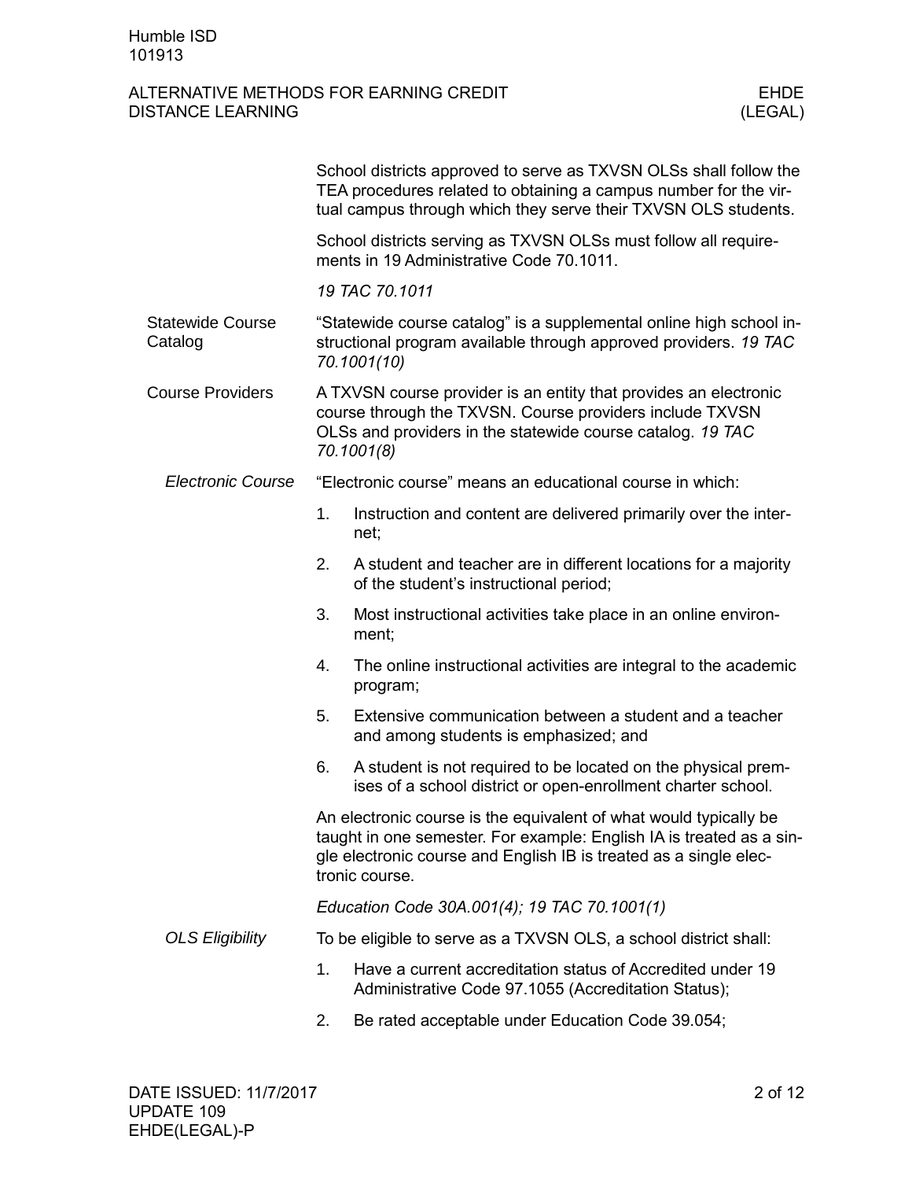School districts approved to serve as TXVSN OLSs shall follow the TEA procedures related to obtaining a campus number for the virtual campus through which they serve their TXVSN OLS students.

School districts serving as TXVSN OLSs must follow all requirements in 19 Administrative Code 70.1011.

*19 TAC 70.1011*

## Statewide Course Catalog

"Statewide course catalog" is a supplemental online high school instructional program available through approved providers. *19 TAC 70.1001(10)*

## Course Providers

A TXVSN course provider is an entity that provides an electronic course through the TXVSN. Course providers include TXVSN OLSs and providers in the statewide course catalog. *19 TAC 70.1001(8)*

### *Electronic Course*

"Electronic course" means an educational course in which:

1. Instruction and content are delivered primarily over the internet;
2. A student and teacher are in different locations for a majority of the student's instructional period;
3. Most instructional activities take place in an online environment;
4. The online instructional activities are integral to the academic program;
5. Extensive communication between a student and a teacher and among students is emphasized; and
6. A student is not required to be located on the physical premises of a school district or open-enrollment charter school.

An electronic course is the equivalent of what would typically be taught in one semester. For example: English IA is treated as a single electronic course and English IB is treated as a single electronic course.

*Education Code 30A.001(4); 19 TAC 70.1001(1)*

### *OLS Eligibility*

To be eligible to serve as a TXVSN OLS, a school district shall:

1. Have a current accreditation status of Accredited under 19 Administrative Code 97.1055 (Accreditation Status);
2. Be rated acceptable under Education Code 39.054;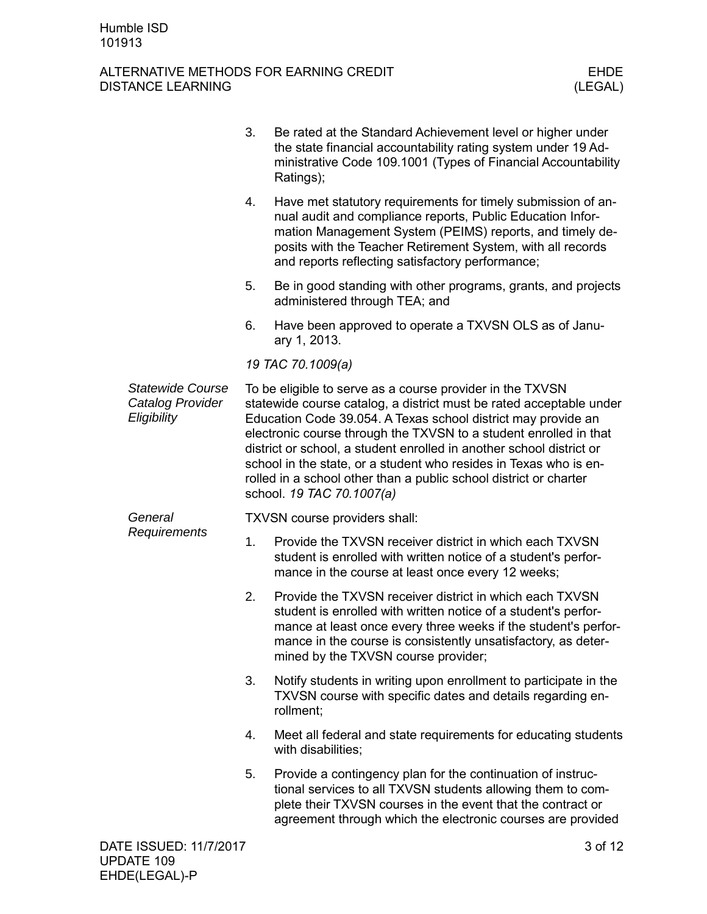3. Be rated at the Standard Achievement level or higher under the state financial accountability rating system under 19 Administrative Code 109.1001 (Types of Financial Accountability Ratings);
4. Have met statutory requirements for timely submission of annual audit and compliance reports, Public Education Information Management System (PEIMS) reports, and timely deposits with the Teacher Retirement System, with all records and reports reflecting satisfactory performance;
5. Be in good standing with other programs, grants, and projects administered through TEA; and
6. Have been approved to operate a TXVSN OLS as of January 1, 2013.

*19 TAC 70.1009(a)*

### *Statewide Course Catalog Provider Eligibility*

To be eligible to serve as a course provider in the TXVSN statewide course catalog, a district must be rated acceptable under Education Code 39.054. A Texas school district may provide an electronic course through the TXVSN to a student enrolled in that district or school, a student enrolled in another school district or school in the state, or a student who resides in Texas who is enrolled in a school other than a public school district or charter school. *19 TAC 70.1007(a)*

### *General Requirements*

TXVSN course providers shall:

1. Provide the TXVSN receiver district in which each TXVSN student is enrolled with written notice of a student's performance in the course at least once every 12 weeks;
2. Provide the TXVSN receiver district in which each TXVSN student is enrolled with written notice of a student's performance at least once every three weeks if the student's performance in the course is consistently unsatisfactory, as determined by the TXVSN course provider;
3. Notify students in writing upon enrollment to participate in the TXVSN course with specific dates and details regarding enrollment;
4. Meet all federal and state requirements for educating students with disabilities;
5. Provide a contingency plan for the continuation of instructional services to all TXVSN students allowing them to complete their TXVSN courses in the event that the contract or agreement through which the electronic courses are provided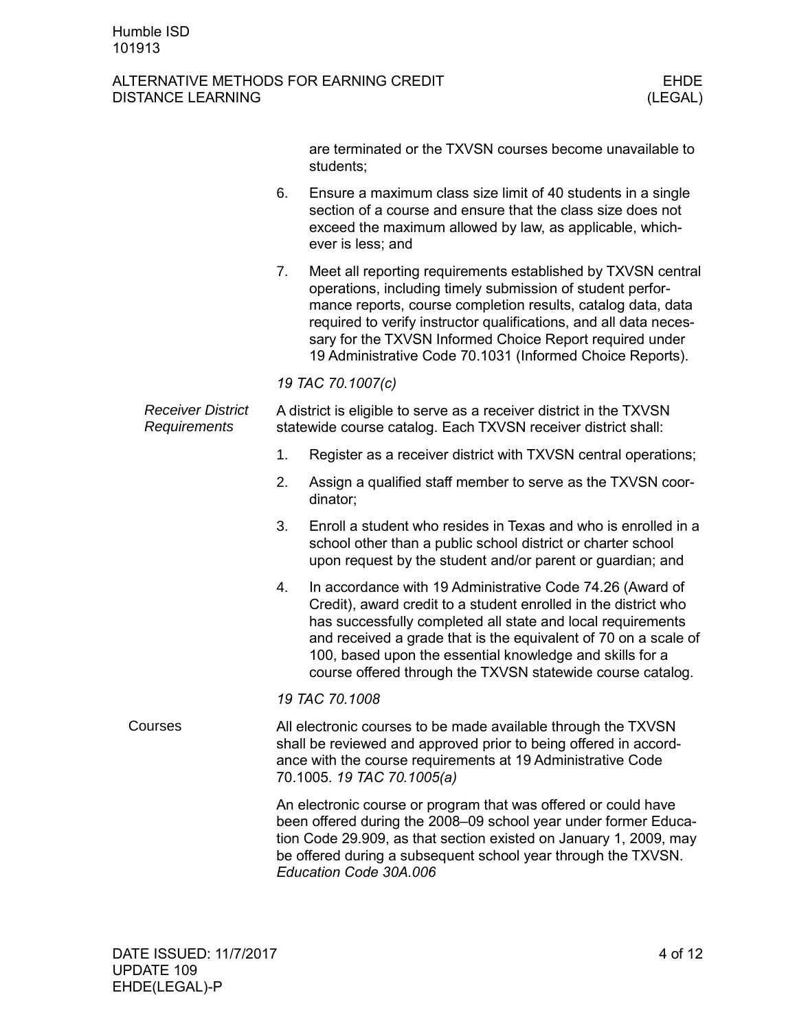are terminated or the TXVSN courses become unavailable to students;

6. Ensure a maximum class size limit of 40 students in a single section of a course and ensure that the class size does not exceed the maximum allowed by law, as applicable, whichever is less; and
7. Meet all reporting requirements established by TXVSN central operations, including timely submission of student performance reports, course completion results, catalog data, data required to verify instructor qualifications, and all data necessary for the TXVSN Informed Choice Report required under 19 Administrative Code 70.1031 (Informed Choice Reports).

*19 TAC 70.1007(c)*

### *Receiver District Requirements*

A district is eligible to serve as a receiver district in the TXVSN statewide course catalog. Each TXVSN receiver district shall:

1. Register as a receiver district with TXVSN central operations;
2. Assign a qualified staff member to serve as the TXVSN coordinator;
3. Enroll a student who resides in Texas and who is enrolled in a school other than a public school district or charter school upon request by the student and/or parent or guardian; and
4. In accordance with 19 Administrative Code 74.26 (Award of Credit), award credit to a student enrolled in the district who has successfully completed all state and local requirements and received a grade that is the equivalent of 70 on a scale of 100, based upon the essential knowledge and skills for a course offered through the TXVSN statewide course catalog.

*19 TAC 70.1008*

## Courses

All electronic courses to be made available through the TXVSN shall be reviewed and approved prior to being offered in accordance with the course requirements at 19 Administrative Code 70.1005. *19 TAC 70.1005(a)*

An electronic course or program that was offered or could have been offered during the 2008–09 school year under former Education Code 29.909, as that section existed on January 1, 2009, may be offered during a subsequent school year through the TXVSN. *Education Code 30A.006*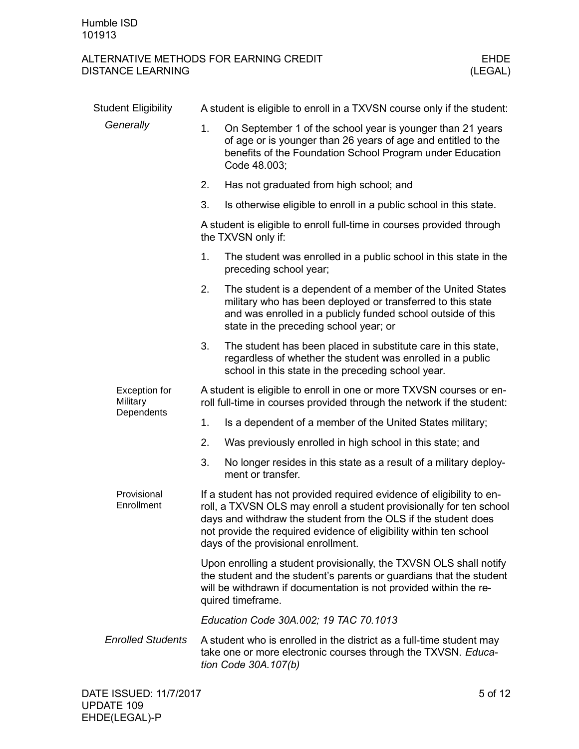## Student Eligibility

### *Generally*

A student is eligible to enroll in a TXVSN course only if the student:

1. On September 1 of the school year is younger than 21 years of age or is younger than 26 years of age and entitled to the benefits of the Foundation School Program under Education Code 48.003;
2. Has not graduated from high school; and
3. Is otherwise eligible to enroll in a public school in this state.

A student is eligible to enroll full-time in courses provided through the TXVSN only if:

1. The student was enrolled in a public school in this state in the preceding school year;
2. The student is a dependent of a member of the United States military who has been deployed or transferred to this state and was enrolled in a publicly funded school outside of this state in the preceding school year; or
3. The student has been placed in substitute care in this state, regardless of whether the student was enrolled in a public school in this state in the preceding school year.

#### Exception for Military Dependents

A student is eligible to enroll in one or more TXVSN courses or enroll full-time in courses provided through the network if the student:

1. Is a dependent of a member of the United States military;
2. Was previously enrolled in high school in this state; and
3. No longer resides in this state as a result of a military deployment or transfer.

#### Provisional Enrollment

If a student has not provided required evidence of eligibility to enroll, a TXVSN OLS may enroll a student provisionally for ten school days and withdraw the student from the OLS if the student does not provide the required evidence of eligibility within ten school days of the provisional enrollment.

Upon enrolling a student provisionally, the TXVSN OLS shall notify the student and the student's parents or guardians that the student will be withdrawn if documentation is not provided within the required timeframe.

*Education Code 30A.002; 19 TAC 70.1013*

### *Enrolled Students*

A student who is enrolled in the district as a full-time student may take one or more electronic courses through the TXVSN. *Education Code 30A.107(b)*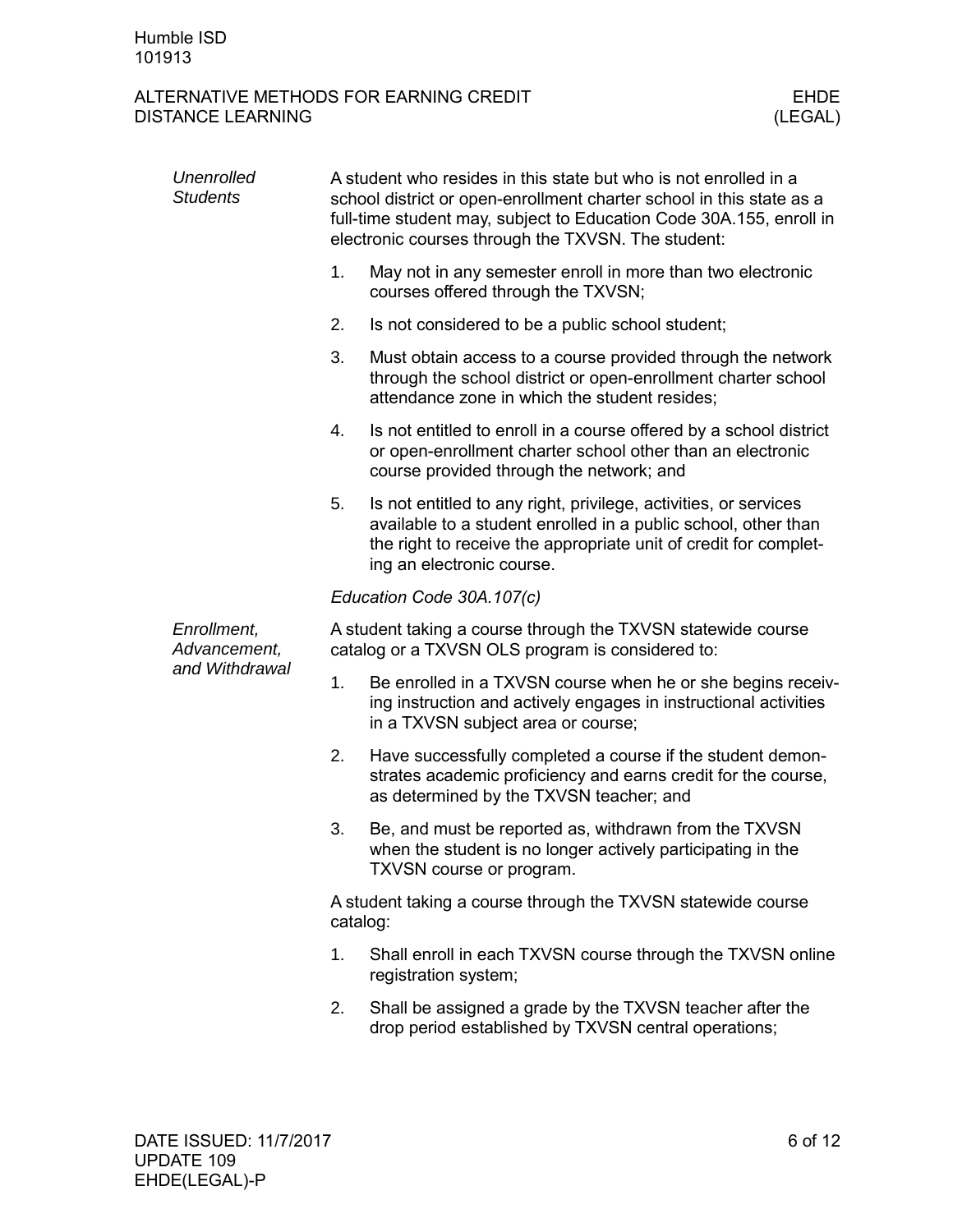*Unenrolled Students*

A student who resides in this state but who is not enrolled in a school district or open-enrollment charter school in this state as a full-time student may, subject to Education Code 30A.155, enroll in electronic courses through the TXVSN. The student:

1. May not in any semester enroll in more than two electronic courses offered through the TXVSN;
2. Is not considered to be a public school student;
3. Must obtain access to a course provided through the network through the school district or open-enrollment charter school attendance zone in which the student resides;
4. Is not entitled to enroll in a course offered by a school district or open-enrollment charter school other than an electronic course provided through the network; and
5. Is not entitled to any right, privilege, activities, or services available to a student enrolled in a public school, other than the right to receive the appropriate unit of credit for completing an electronic course.

*Education Code 30A.107(c)*

*Enrollment, Advancement, and Withdrawal*

A student taking a course through the TXVSN statewide course catalog or a TXVSN OLS program is considered to:

1. Be enrolled in a TXVSN course when he or she begins receiving instruction and actively engages in instructional activities in a TXVSN subject area or course;
2. Have successfully completed a course if the student demonstrates academic proficiency and earns credit for the course, as determined by the TXVSN teacher; and
3. Be, and must be reported as, withdrawn from the TXVSN when the student is no longer actively participating in the TXVSN course or program.

A student taking a course through the TXVSN statewide course catalog:

1. Shall enroll in each TXVSN course through the TXVSN online registration system;
2. Shall be assigned a grade by the TXVSN teacher after the drop period established by TXVSN central operations;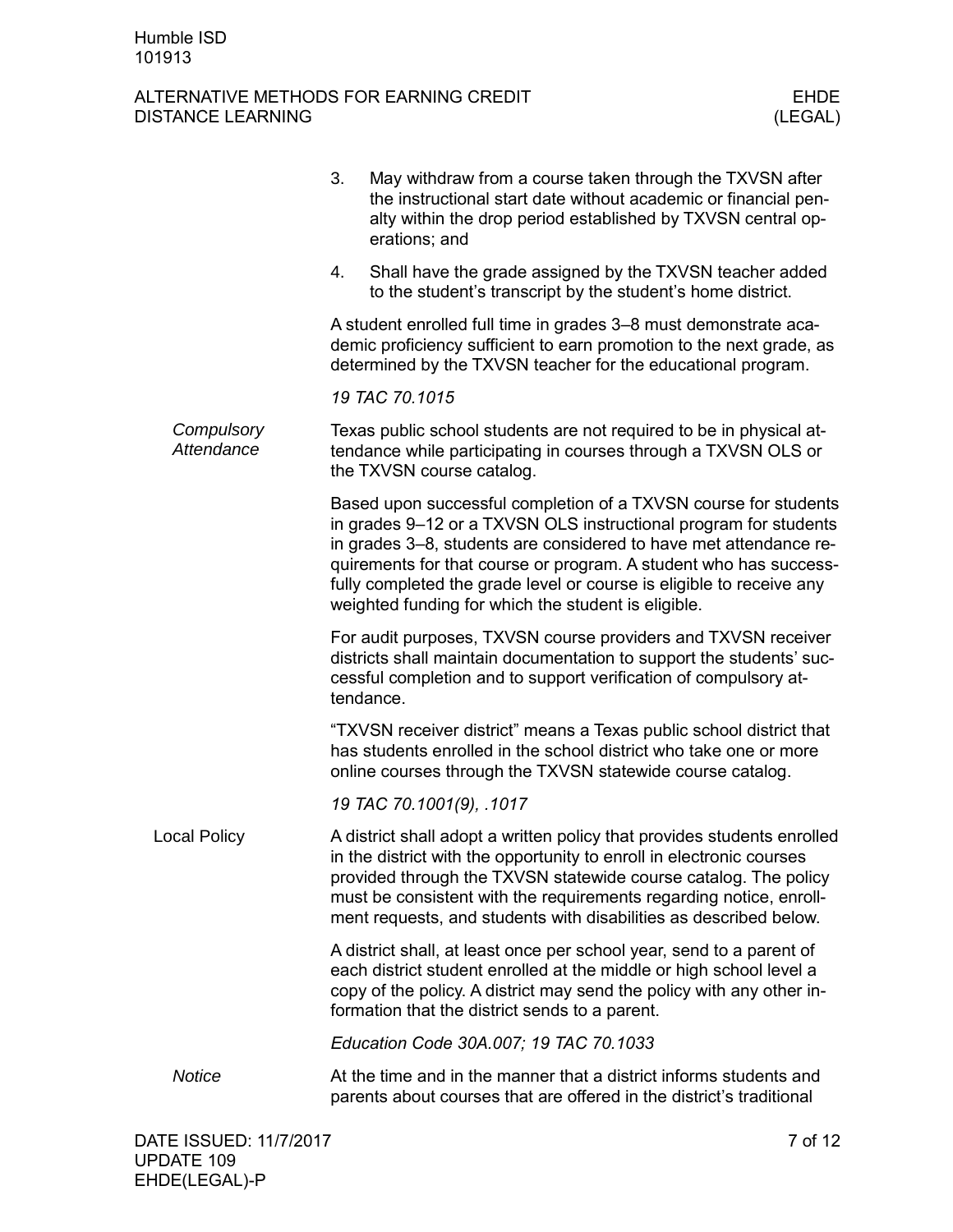3. May withdraw from a course taken through the TXVSN after the instructional start date without academic or financial penalty within the drop period established by TXVSN central operations; and
4. Shall have the grade assigned by the TXVSN teacher added to the student's transcript by the student's home district.

A student enrolled full time in grades 3–8 must demonstrate academic proficiency sufficient to earn promotion to the next grade, as determined by the TXVSN teacher for the educational program.

*19 TAC 70.1015*

### *Compulsory Attendance*

Texas public school students are not required to be in physical attendance while participating in courses through a TXVSN OLS or the TXVSN course catalog.

Based upon successful completion of a TXVSN course for students in grades 9–12 or a TXVSN OLS instructional program for students in grades 3–8, students are considered to have met attendance requirements for that course or program. A student who has successfully completed the grade level or course is eligible to receive any weighted funding for which the student is eligible.

For audit purposes, TXVSN course providers and TXVSN receiver districts shall maintain documentation to support the students' successful completion and to support verification of compulsory attendance.

"TXVSN receiver district" means a Texas public school district that has students enrolled in the school district who take one or more online courses through the TXVSN statewide course catalog.

*19 TAC 70.1001(9), .1017*

## Local Policy

A district shall adopt a written policy that provides students enrolled in the district with the opportunity to enroll in electronic courses provided through the TXVSN statewide course catalog. The policy must be consistent with the requirements regarding notice, enrollment requests, and students with disabilities as described below.

A district shall, at least once per school year, send to a parent of each district student enrolled at the middle or high school level a copy of the policy. A district may send the policy with any other information that the district sends to a parent.

*Education Code 30A.007; 19 TAC 70.1033*

### *Notice*

At the time and in the manner that a district informs students and parents about courses that are offered in the district's traditional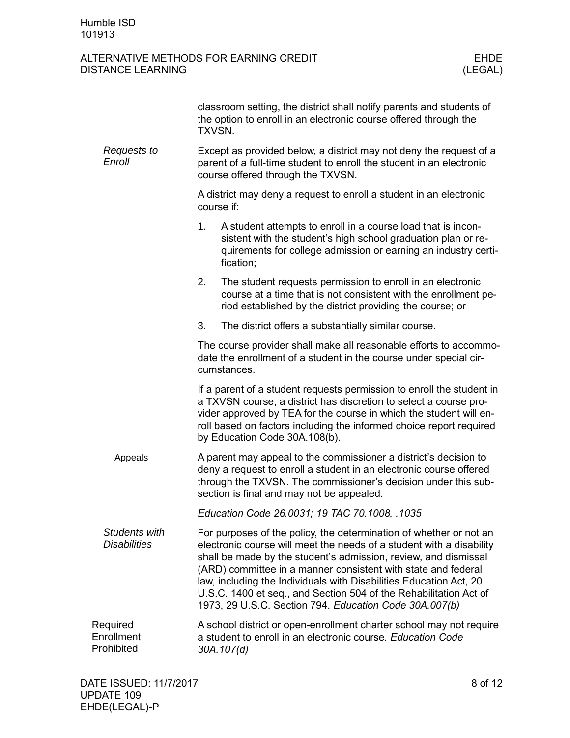classroom setting, the district shall notify parents and students of the option to enroll in an electronic course offered through the TXVSN.

### *Requests to Enroll*

Except as provided below, a district may not deny the request of a parent of a full-time student to enroll the student in an electronic course offered through the TXVSN.

A district may deny a request to enroll a student in an electronic course if:

1. A student attempts to enroll in a course load that is inconsistent with the student's high school graduation plan or requirements for college admission or earning an industry certification;
2. The student requests permission to enroll in an electronic course at a time that is not consistent with the enrollment period established by the district providing the course; or
3. The district offers a substantially similar course.

The course provider shall make all reasonable efforts to accommodate the enrollment of a student in the course under special circumstances.

If a parent of a student requests permission to enroll the student in a TXVSN course, a district has discretion to select a course provider approved by TEA for the course in which the student will enroll based on factors including the informed choice report required by Education Code 30A.108(b).

#### Appeals

A parent may appeal to the commissioner a district's decision to deny a request to enroll a student in an electronic course offered through the TXVSN. The commissioner's decision under this subsection is final and may not be appealed.

*Education Code 26.0031; 19 TAC 70.1008, .1035*

### *Students with Disabilities*

For purposes of the policy, the determination of whether or not an electronic course will meet the needs of a student with a disability shall be made by the student's admission, review, and dismissal (ARD) committee in a manner consistent with state and federal law, including the Individuals with Disabilities Education Act, 20 U.S.C. 1400 et seq., and Section 504 of the Rehabilitation Act of 1973, 29 U.S.C. Section 794. *Education Code 30A.007(b)*

## Required Enrollment Prohibited

A school district or open-enrollment charter school may not require a student to enroll in an electronic course. *Education Code 30A.107(d)*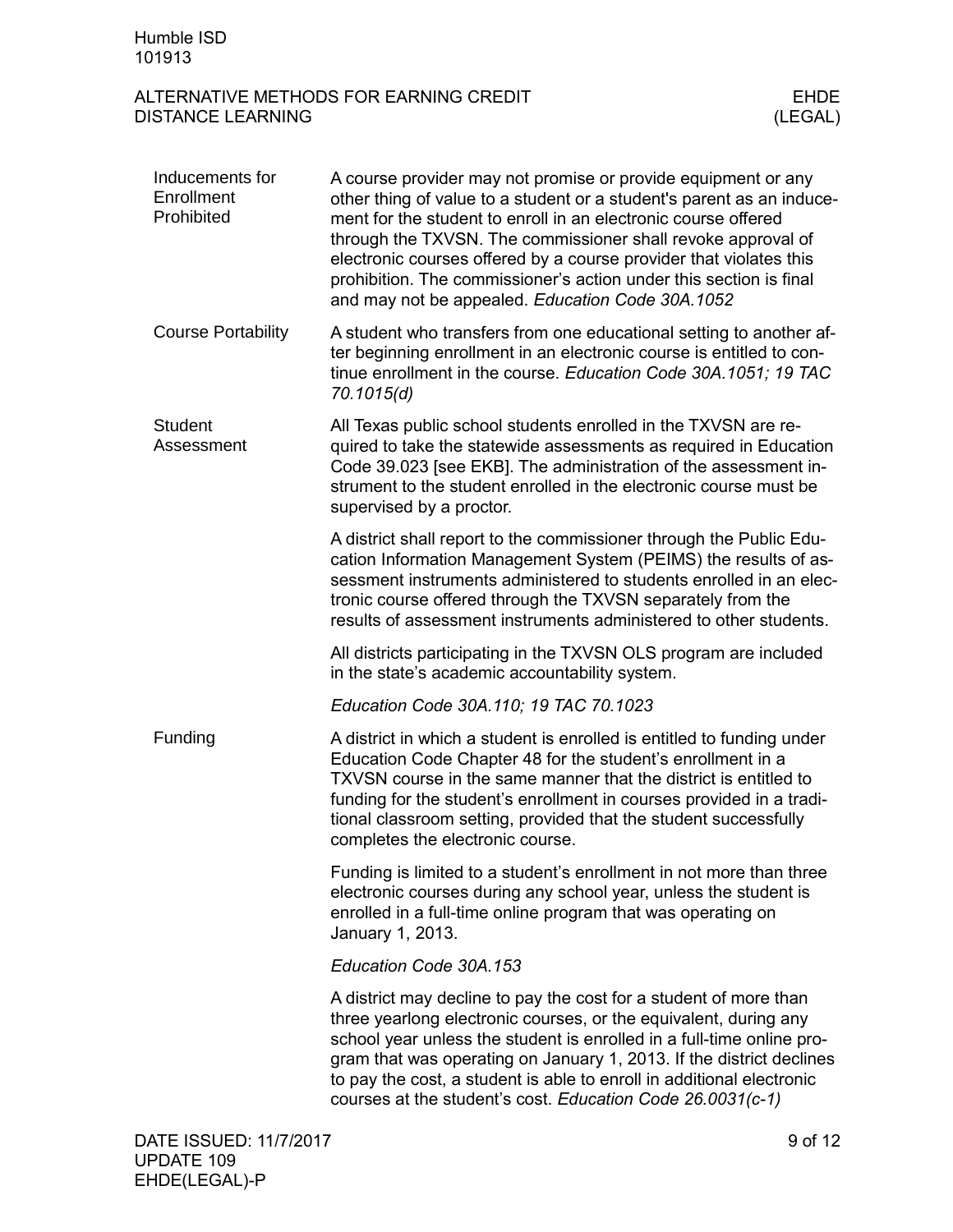### Inducements for Enrollment Prohibited

A course provider may not promise or provide equipment or any other thing of value to a student or a student's parent as an inducement for the student to enroll in an electronic course offered through the TXVSN. The commissioner shall revoke approval of electronic courses offered by a course provider that violates this prohibition. The commissioner's action under this section is final and may not be appealed. *Education Code 30A.1052*

### Course Portability

A student who transfers from one educational setting to another after beginning enrollment in an electronic course is entitled to continue enrollment in the course. *Education Code 30A.1051; 19 TAC 70.1015(d)*

### Student Assessment

All Texas public school students enrolled in the TXVSN are required to take the statewide assessments as required in Education Code 39.023 [see EKB]. The administration of the assessment instrument to the student enrolled in the electronic course must be supervised by a proctor.

A district shall report to the commissioner through the Public Education Information Management System (PEIMS) the results of assessment instruments administered to students enrolled in an electronic course offered through the TXVSN separately from the results of assessment instruments administered to other students.

All districts participating in the TXVSN OLS program are included in the state's academic accountability system.

*Education Code 30A.110; 19 TAC 70.1023*

### Funding

A district in which a student is enrolled is entitled to funding under Education Code Chapter 48 for the student's enrollment in a TXVSN course in the same manner that the district is entitled to funding for the student's enrollment in courses provided in a traditional classroom setting, provided that the student successfully completes the electronic course.

Funding is limited to a student's enrollment in not more than three electronic courses during any school year, unless the student is enrolled in a full-time online program that was operating on January 1, 2013.

*Education Code 30A.153*

A district may decline to pay the cost for a student of more than three yearlong electronic courses, or the equivalent, during any school year unless the student is enrolled in a full-time online program that was operating on January 1, 2013. If the district declines to pay the cost, a student is able to enroll in additional electronic courses at the student's cost. *Education Code 26.0031(c-1)*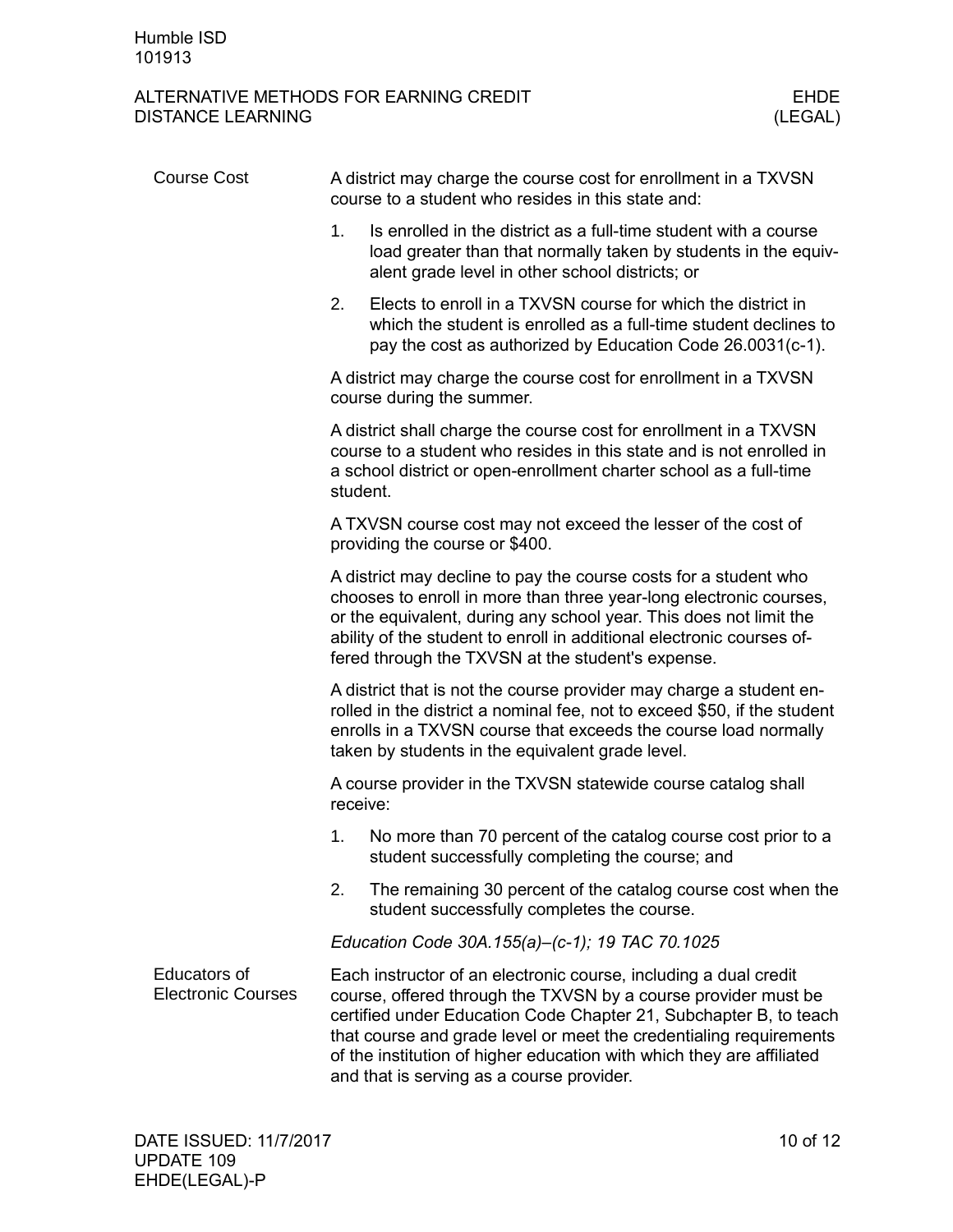## Course Cost

A district may charge the course cost for enrollment in a TXVSN course to a student who resides in this state and:

1. Is enrolled in the district as a full-time student with a course load greater than that normally taken by students in the equivalent grade level in other school districts; or
2. Elects to enroll in a TXVSN course for which the district in which the student is enrolled as a full-time student declines to pay the cost as authorized by Education Code 26.0031(c-1).

A district may charge the course cost for enrollment in a TXVSN course during the summer.

A district shall charge the course cost for enrollment in a TXVSN course to a student who resides in this state and is not enrolled in a school district or open-enrollment charter school as a full-time student.

A TXVSN course cost may not exceed the lesser of the cost of providing the course or $400.

A district may decline to pay the course costs for a student who chooses to enroll in more than three year-long electronic courses, or the equivalent, during any school year. This does not limit the ability of the student to enroll in additional electronic courses offered through the TXVSN at the student's expense.

A district that is not the course provider may charge a student enrolled in the district a nominal fee, not to exceed $50, if the student enrolls in a TXVSN course that exceeds the course load normally taken by students in the equivalent grade level.

A course provider in the TXVSN statewide course catalog shall receive:

1. No more than 70 percent of the catalog course cost prior to a student successfully completing the course; and
2. The remaining 30 percent of the catalog course cost when the student successfully completes the course.

*Education Code 30A.155(a)–(c-1); 19 TAC 70.1025*

## Educators of Electronic Courses

Each instructor of an electronic course, including a dual credit course, offered through the TXVSN by a course provider must be certified under Education Code Chapter 21, Subchapter B, to teach that course and grade level or meet the credentialing requirements of the institution of higher education with which they are affiliated and that is serving as a course provider.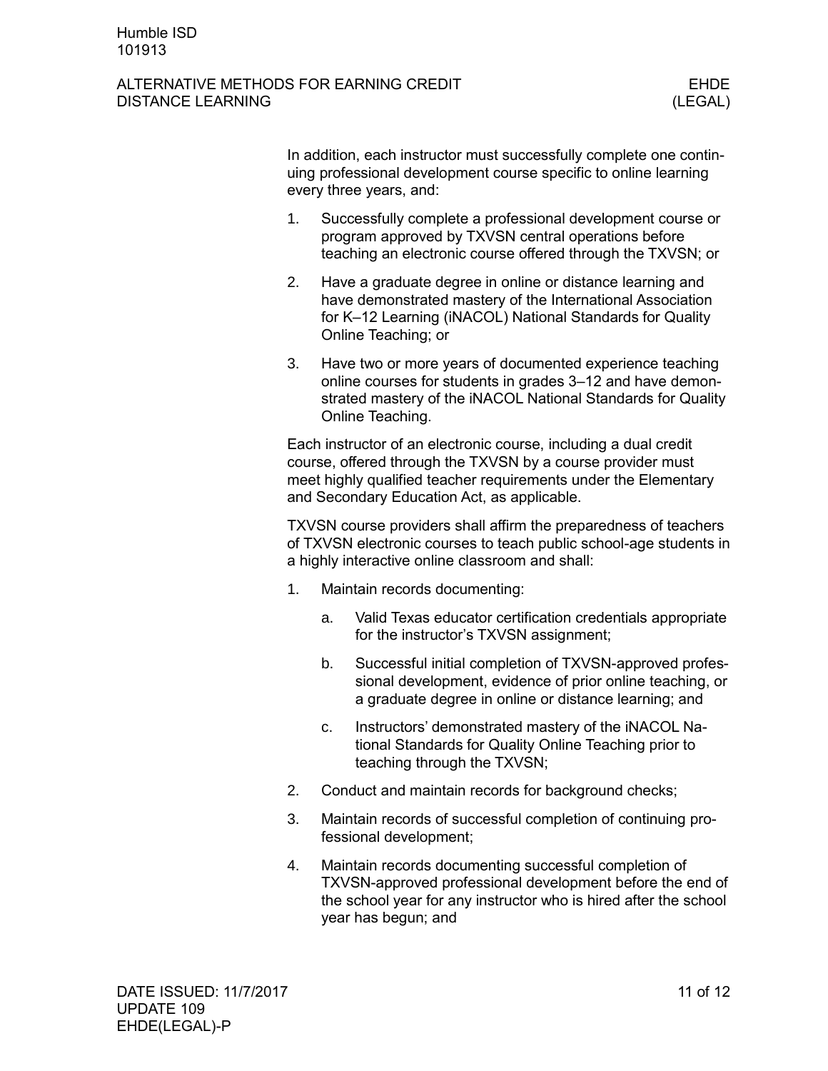In addition, each instructor must successfully complete one continuing professional development course specific to online learning every three years, and:

1. Successfully complete a professional development course or program approved by TXVSN central operations before teaching an electronic course offered through the TXVSN; or
2. Have a graduate degree in online or distance learning and have demonstrated mastery of the International Association for K–12 Learning (iNACOL) National Standards for Quality Online Teaching; or
3. Have two or more years of documented experience teaching online courses for students in grades 3–12 and have demonstrated mastery of the iNACOL National Standards for Quality Online Teaching.

Each instructor of an electronic course, including a dual credit course, offered through the TXVSN by a course provider must meet highly qualified teacher requirements under the Elementary and Secondary Education Act, as applicable.

TXVSN course providers shall affirm the preparedness of teachers of TXVSN electronic courses to teach public school-age students in a highly interactive online classroom and shall:

1. Maintain records documenting:
   a. Valid Texas educator certification credentials appropriate for the instructor's TXVSN assignment;
   b. Successful initial completion of TXVSN-approved professional development, evidence of prior online teaching, or a graduate degree in online or distance learning; and
   c. Instructors' demonstrated mastery of the iNACOL National Standards for Quality Online Teaching prior to teaching through the TXVSN;
2. Conduct and maintain records for background checks;
3. Maintain records of successful completion of continuing professional development;
4. Maintain records documenting successful completion of TXVSN-approved professional development before the end of the school year for any instructor who is hired after the school year has begun; and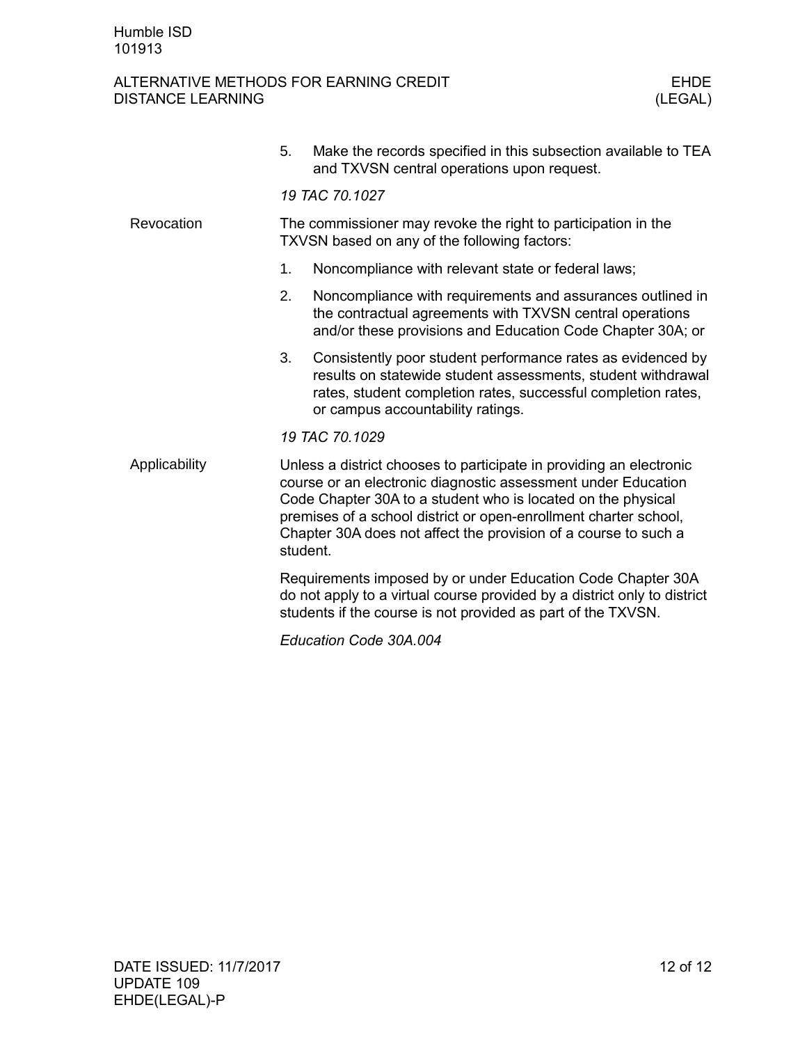5. Make the records specified in this subsection available to TEA and TXVSN central operations upon request.

*19 TAC 70.1027*

**Revocation**

The commissioner may revoke the right to participation in the TXVSN based on any of the following factors:

1. Noncompliance with relevant state or federal laws;
2. Noncompliance with requirements and assurances outlined in the contractual agreements with TXVSN central operations and/or these provisions and Education Code Chapter 30A; or
3. Consistently poor student performance rates as evidenced by results on statewide student assessments, student withdrawal rates, student completion rates, successful completion rates, or campus accountability ratings.

*19 TAC 70.1029*

**Applicability**

Unless a district chooses to participate in providing an electronic course or an electronic diagnostic assessment under Education Code Chapter 30A to a student who is located on the physical premises of a school district or open-enrollment charter school, Chapter 30A does not affect the provision of a course to such a student.

Requirements imposed by or under Education Code Chapter 30A do not apply to a virtual course provided by a district only to district students if the course is not provided as part of the TXVSN.

*Education Code 30A.004*